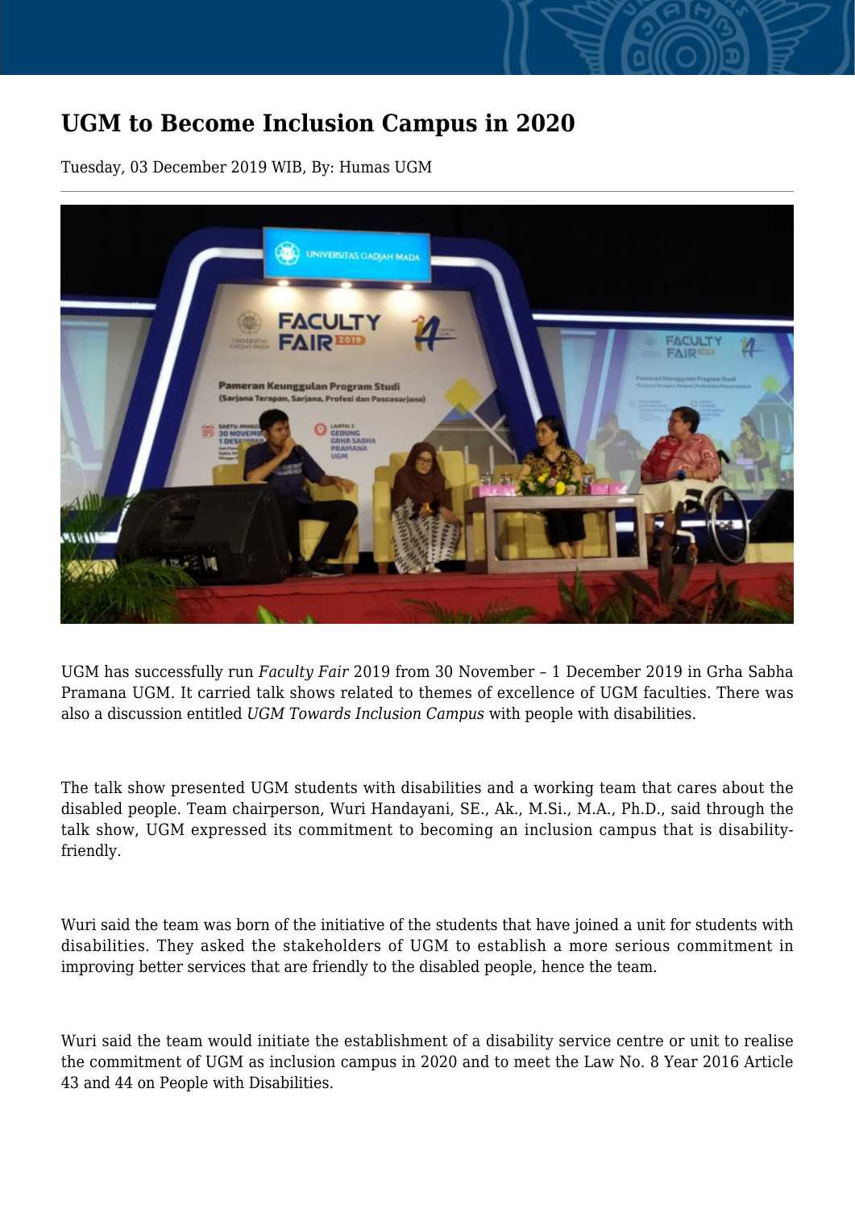# UGM to Become Inclusion Campus in 2020

Tuesday, 03 December 2019 WIB, By: Humas UGM

UGM has successfully run *Faculty Fair* 2019 from 30 November – 1 December 2019 in Grha Sabha Pramana UGM. It carried talk shows related to themes of excellence of UGM faculties. There was also a discussion entitled *UGM Towards Inclusion Campus* with people with disabilities.

The talk show presented UGM students with disabilities and a working team that cares about the disabled people. Team chairperson, Wuri Handayani, SE., Ak., M.Si., M.A., Ph.D., said through the talk show, UGM expressed its commitment to becoming an inclusion campus that is disability-friendly.

Wuri said the team was born of the initiative of the students that have joined a unit for students with disabilities. They asked the stakeholders of UGM to establish a more serious commitment in improving better services that are friendly to the disabled people, hence the team.

Wuri said the team would initiate the establishment of a disability service centre or unit to realise the commitment of UGM as inclusion campus in 2020 and to meet the Law No. 8 Year 2016 Article 43 and 44 on People with Disabilities.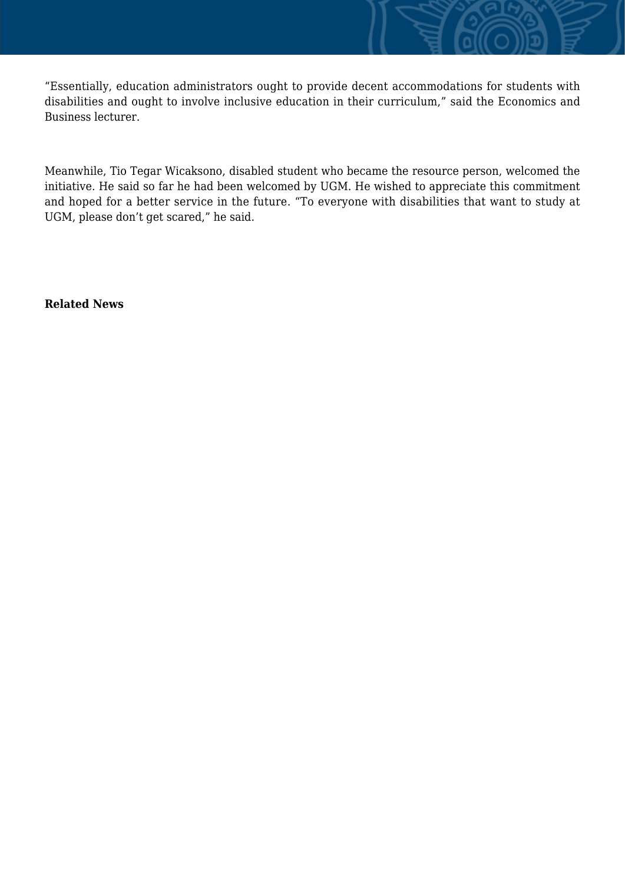“Essentially, education administrators ought to provide decent accommodations for students with disabilities and ought to involve inclusive education in their curriculum,” said the Economics and Business lecturer.

Meanwhile, Tio Tegar Wicaksono, disabled student who became the resource person, welcomed the initiative. He said so far he had been welcomed by UGM. He wished to appreciate this commitment and hoped for a better service in the future. “To everyone with disabilities that want to study at UGM, please don’t get scared,” he said.

**Related News**